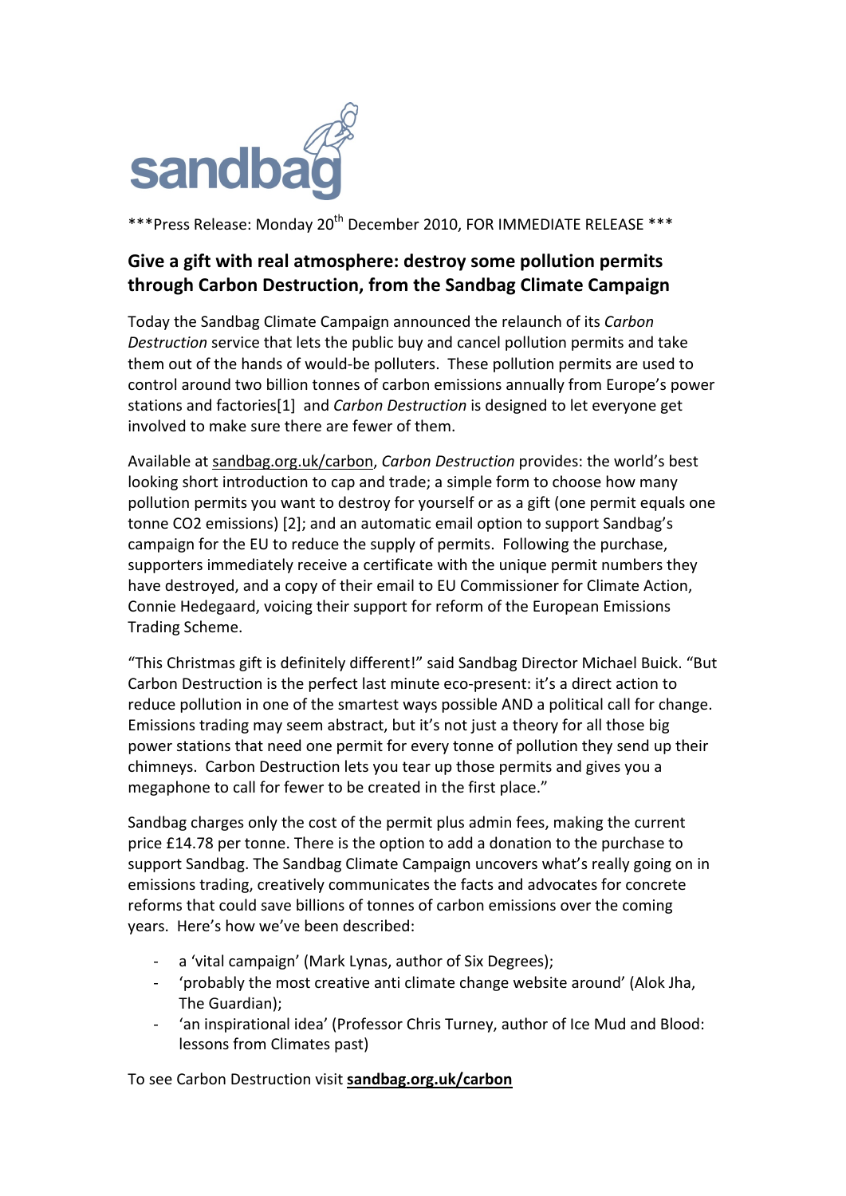sandbag

***Press Release: Monday 20th December 2010, FOR IMMEDIATE RELEASE ***

## Give a gift with real atmosphere: destroy some pollution permits through Carbon Destruction, from the Sandbag Climate Campaign

Today the Sandbag Climate Campaign announced the relaunch of its *Carbon Destruction* service that lets the public buy and cancel pollution permits and take them out of the hands of would-be polluters. These pollution permits are used to control around two billion tonnes of carbon emissions annually from Europe's power stations and factories[1] and *Carbon Destruction* is designed to let everyone get involved to make sure there are fewer of them.

Available at sandbag.org.uk/carbon, *Carbon Destruction* provides: the world's best looking short introduction to cap and trade; a simple form to choose how many pollution permits you want to destroy for yourself or as a gift (one permit equals one tonne CO2 emissions) [2]; and an automatic email option to support Sandbag's campaign for the EU to reduce the supply of permits. Following the purchase, supporters immediately receive a certificate with the unique permit numbers they have destroyed, and a copy of their email to EU Commissioner for Climate Action, Connie Hedegaard, voicing their support for reform of the European Emissions Trading Scheme.

"This Christmas gift is definitely different!" said Sandbag Director Michael Buick. "But Carbon Destruction is the perfect last minute eco-present: it's a direct action to reduce pollution in one of the smartest ways possible AND a political call for change. Emissions trading may seem abstract, but it's not just a theory for all those big power stations that need one permit for every tonne of pollution they send up their chimneys. Carbon Destruction lets you tear up those permits and gives you a megaphone to call for fewer to be created in the first place."

Sandbag charges only the cost of the permit plus admin fees, making the current price £14.78 per tonne. There is the option to add a donation to the purchase to support Sandbag. The Sandbag Climate Campaign uncovers what's really going on in emissions trading, creatively communicates the facts and advocates for concrete reforms that could save billions of tonnes of carbon emissions over the coming years. Here's how we've been described:

- a 'vital campaign' (Mark Lynas, author of Six Degrees);
- 'probably the most creative anti climate change website around' (Alok Jha, The Guardian);
- 'an inspirational idea' (Professor Chris Turney, author of Ice Mud and Blood: lessons from Climates past)

To see Carbon Destruction visit **sandbag.org.uk/carbon**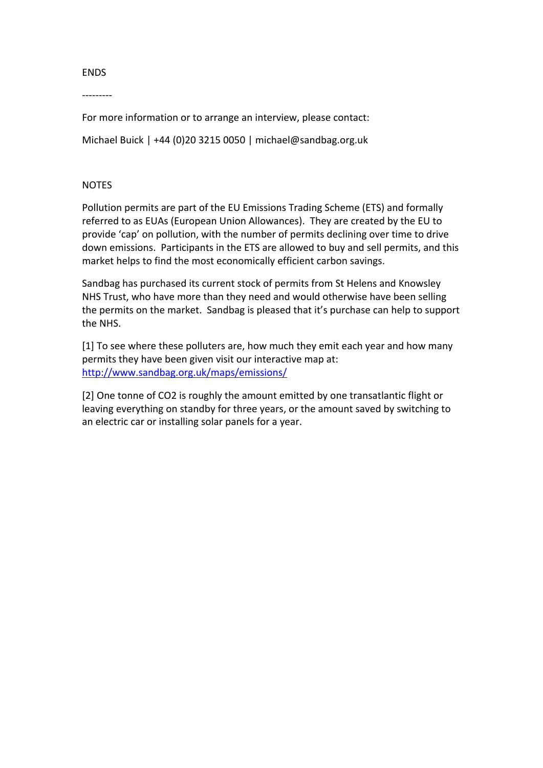ENDS

---------

For more information or to arrange an interview, please contact:

Michael Buick | +44 (0)20 3215 0050 | michael@sandbag.org.uk

NOTES

Pollution permits are part of the EU Emissions Trading Scheme (ETS) and formally referred to as EUAs (European Union Allowances). They are created by the EU to provide 'cap' on pollution, with the number of permits declining over time to drive down emissions. Participants in the ETS are allowed to buy and sell permits, and this market helps to find the most economically efficient carbon savings.

Sandbag has purchased its current stock of permits from St Helens and Knowsley NHS Trust, who have more than they need and would otherwise have been selling the permits on the market. Sandbag is pleased that it's purchase can help to support the NHS.

[1] To see where these polluters are, how much they emit each year and how many permits they have been given visit our interactive map at: [http://www.sandbag.org.uk/maps/emissions/](http://www.sandbag.org.uk/maps/emissions/)

[2] One tonne of $CO_2$ is roughly the amount emitted by one transatlantic flight or leaving everything on standby for three years, or the amount saved by switching to an electric car or installing solar panels for a year.